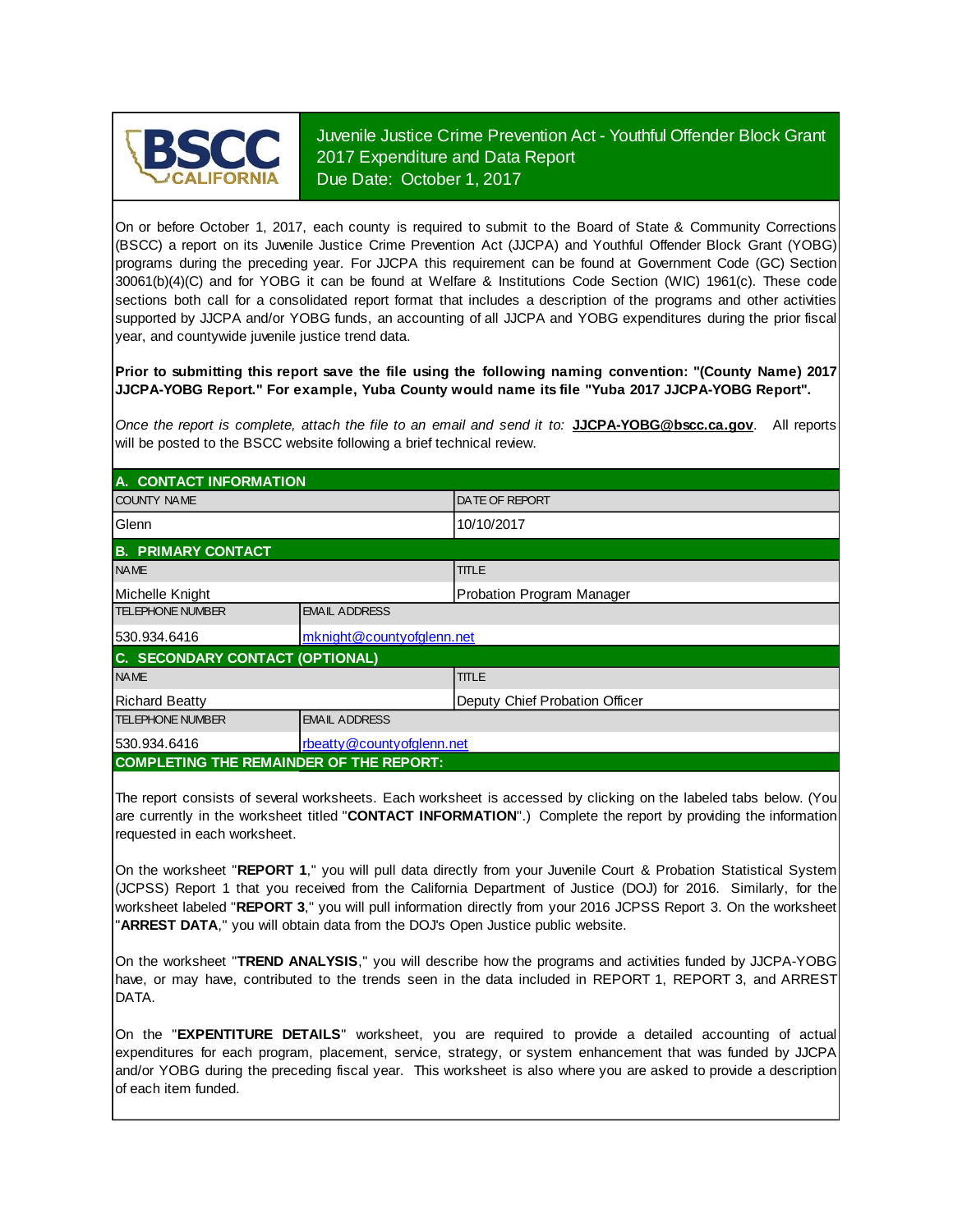BSCC CALIFORNIA

# Juvenile Justice Crime Prevention Act - Youthful Offender Block Grant
## 2017 Expenditure and Data Report
## Due Date: October 1, 2017

On or before October 1, 2017, each county is required to submit to the Board of State & Community Corrections (BSCC) a report on its Juvenile Justice Crime Prevention Act (JJCPA) and Youthful Offender Block Grant (YOBG) programs during the preceding year. For JJCPA this requirement can be found at Government Code (GC) Section 30061(b)(4)(C) and for YOBG it can be found at Welfare & Institutions Code Section (WIC) 1961(c). These code sections both call for a consolidated report format that includes a description of the programs and other activities supported by JJCPA and/or YOBG funds, an accounting of all JJCPA and YOBG expenditures during the prior fiscal year, and countywide juvenile justice trend data.

**Prior to submitting this report save the file using the following naming convention: "(County Name) 2017 JJCPA-YOBG Report." For example, Yuba County would name its file "Yuba 2017 JJCPA-YOBG Report".**

*Once the report is complete, attach the file to an email and send it to:* **JJCPA-YOBG@bscc.ca.gov**. All reports will be posted to the BSCC website following a brief technical review.

## A. CONTACT INFORMATION

| COUNTY NAME | DATE OF REPORT |
|---|---|
| Glenn | 10/10/2017 |

## B. PRIMARY CONTACT

| NAME | TITLE |
|---|---|
| Michelle Knight | Probation Program Manager |
| **TELEPHONE NUMBER** | **EMAIL ADDRESS** |
| 530.934.6416 | mknight@countyofglenn.net |

## C. SECONDARY CONTACT (OPTIONAL)

| NAME | TITLE |
|---|---|
| Richard Beatty | Deputy Chief Probation Officer |
| **TELEPHONE NUMBER** | **EMAIL ADDRESS** |
| 530.934.6416 | rbeatty@countyofglenn.net |

## COMPLETING THE REMAINDER OF THE REPORT:

The report consists of several worksheets. Each worksheet is accessed by clicking on the labeled tabs below. (You are currently in the worksheet titled "**CONTACT INFORMATION**".) Complete the report by providing the information requested in each worksheet.

On the worksheet "**REPORT 1**," you will pull data directly from your Juvenile Court & Probation Statistical System (JCPSS) Report 1 that you received from the California Department of Justice (DOJ) for 2016. Similarly, for the worksheet labeled "**REPORT 3**," you will pull information directly from your 2016 JCPSS Report 3. On the worksheet "**ARREST DATA**," you will obtain data from the DOJ's Open Justice public website.

On the worksheet "**TREND ANALYSIS**," you will describe how the programs and activities funded by JJCPA-YOBG have, or may have, contributed to the trends seen in the data included in REPORT 1, REPORT 3, and ARREST DATA.

On the "**EXPENTITURE DETAILS**" worksheet, you are required to provide a detailed accounting of actual expenditures for each program, placement, service, strategy, or system enhancement that was funded by JJCPA and/or YOBG during the preceding fiscal year. This worksheet is also where you are asked to provide a description of each item funded.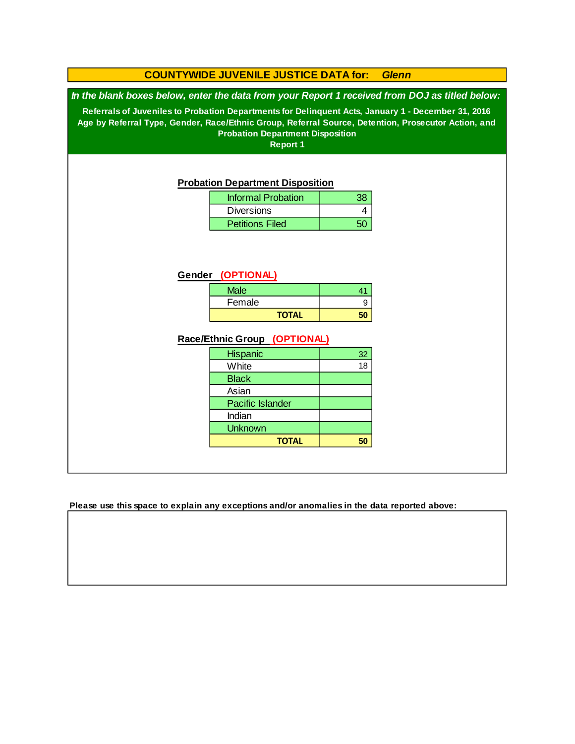# COUNTYWIDE JUVENILE JUSTICE DATA for: *Glenn*

***In the blank boxes below, enter the data from your Report 1 received from DOJ as titled below:***

**Referrals of Juveniles to Probation Departments for Delinquent Acts, January 1 - December 31, 2016**
**Age by Referral Type, Gender, Race/Ethnic Group, Referral Source, Detention, Prosecutor Action, and Probation Department Disposition**
**Report 1**

## Probation Department Disposition

| | |
|---|---|
| Informal Probation | 38 |
| Diversions | 4 |
| Petitions Filed | 50 |

## Gender (OPTIONAL)

| | |
|---|---|
| Male | 41 |
| Female | 9 |
| **TOTAL** | **50** |

## Race/Ethnic Group (OPTIONAL)

| | |
|---|---|
| Hispanic | 32 |
| White | 18 |
| Black | |
| Asian | |
| Pacific Islander | |
| Indian | |
| Unknown | |
| **TOTAL** | **50** |

**Please use this space to explain any exceptions and/or anomalies in the data reported above:**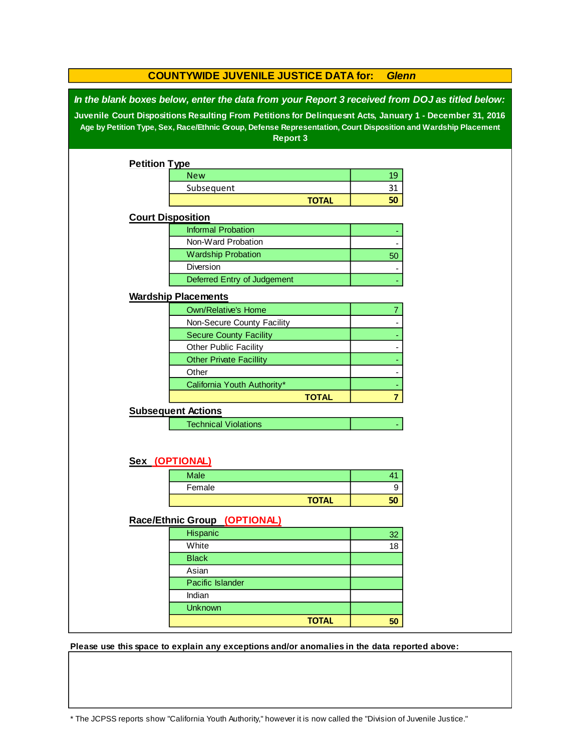## COUNTYWIDE JUVENILE JUSTICE DATA for: *Glenn*

***In the blank boxes below, enter the data from your Report 3 received from DOJ as titled below:***

**Juvenile Court Dispositions Resulting From Petitions for Delinquesnt Acts, January 1 - December 31, 2016**
**Age by Petition Type, Sex, Race/Ethnic Group, Defense Representation, Court Disposition and Wardship Placement**
**Report 3**

### Petition Type

| | |
|---|---|
| New | 19 |
| Subsequent | 31 |
| **TOTAL** | **50** |

### Court Disposition

| | |
|---|---|
| Informal Probation | - |
| Non-Ward Probation | - |
| Wardship Probation | 50 |
| Diversion | - |
| Deferred Entry of Judgement | - |

### Wardship Placements

| | |
|---|---|
| Own/Relative's Home | 7 |
| Non-Secure County Facility | - |
| Secure County Facility | - |
| Other Public Facility | - |
| Other Private Facillity | - |
| Other | - |
| California Youth Authority* | - |
| **TOTAL** | **7** |

### Subsequent Actions

| | |
|---|---|
| Technical Violations | - |

### Sex (OPTIONAL)

| | |
|---|---|
| Male | 41 |
| Female | 9 |
| **TOTAL** | **50** |

### Race/Ethnic Group (OPTIONAL)

| | |
|---|---|
| Hispanic | 32 |
| White | 18 |
| Black | |
| Asian | |
| Pacific Islander | |
| Indian | |
| Unknown | |
| **TOTAL** | **50** |

**Please use this space to explain any exceptions and/or anomalies in the data reported above:**

\* The JCPSS reports show "California Youth Authority," however it is now called the "Division of Juvenile Justice."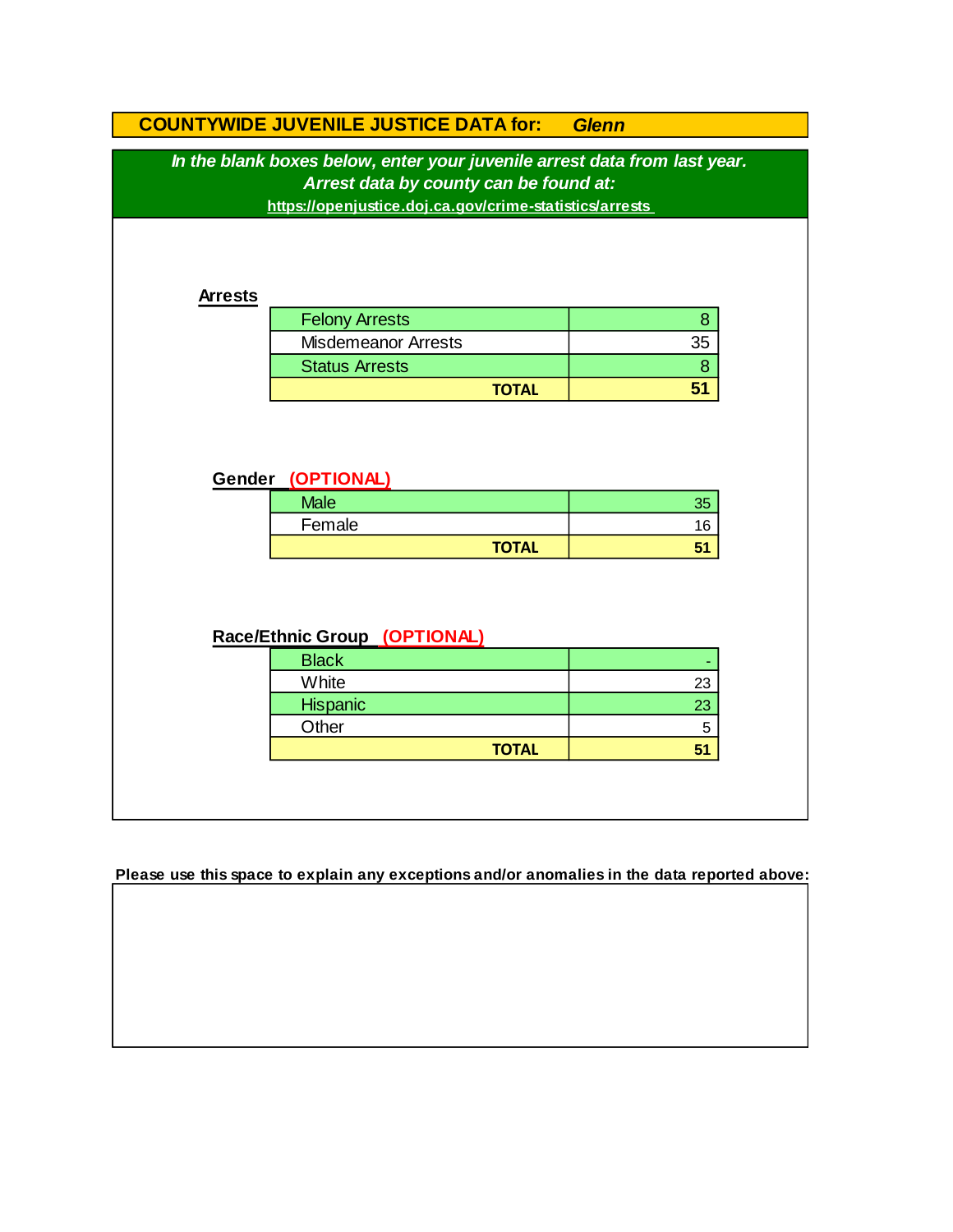## COUNTYWIDE JUVENILE JUSTICE DATA for: *Glenn*

***In the blank boxes below, enter your juvenile arrest data from last year.***
***Arrest data by county can be found at:***
**https://openjustice.doj.ca.gov/crime-statistics/arrests**

### Arrests

| | |
|---|---|
| Felony Arrests | 8 |
| Misdemeanor Arrests | 35 |
| Status Arrests | 8 |
| **TOTAL** | **51** |

### Gender (OPTIONAL)

| | |
|---|---|
| Male | 35 |
| Female | 16 |
| **TOTAL** | **51** |

### Race/Ethnic Group (OPTIONAL)

| | |
|---|---|
| Black | - |
| White | 23 |
| Hispanic | 23 |
| Other | 5 |
| **TOTAL** | **51** |

**Please use this space to explain any exceptions and/or anomalies in the data reported above:**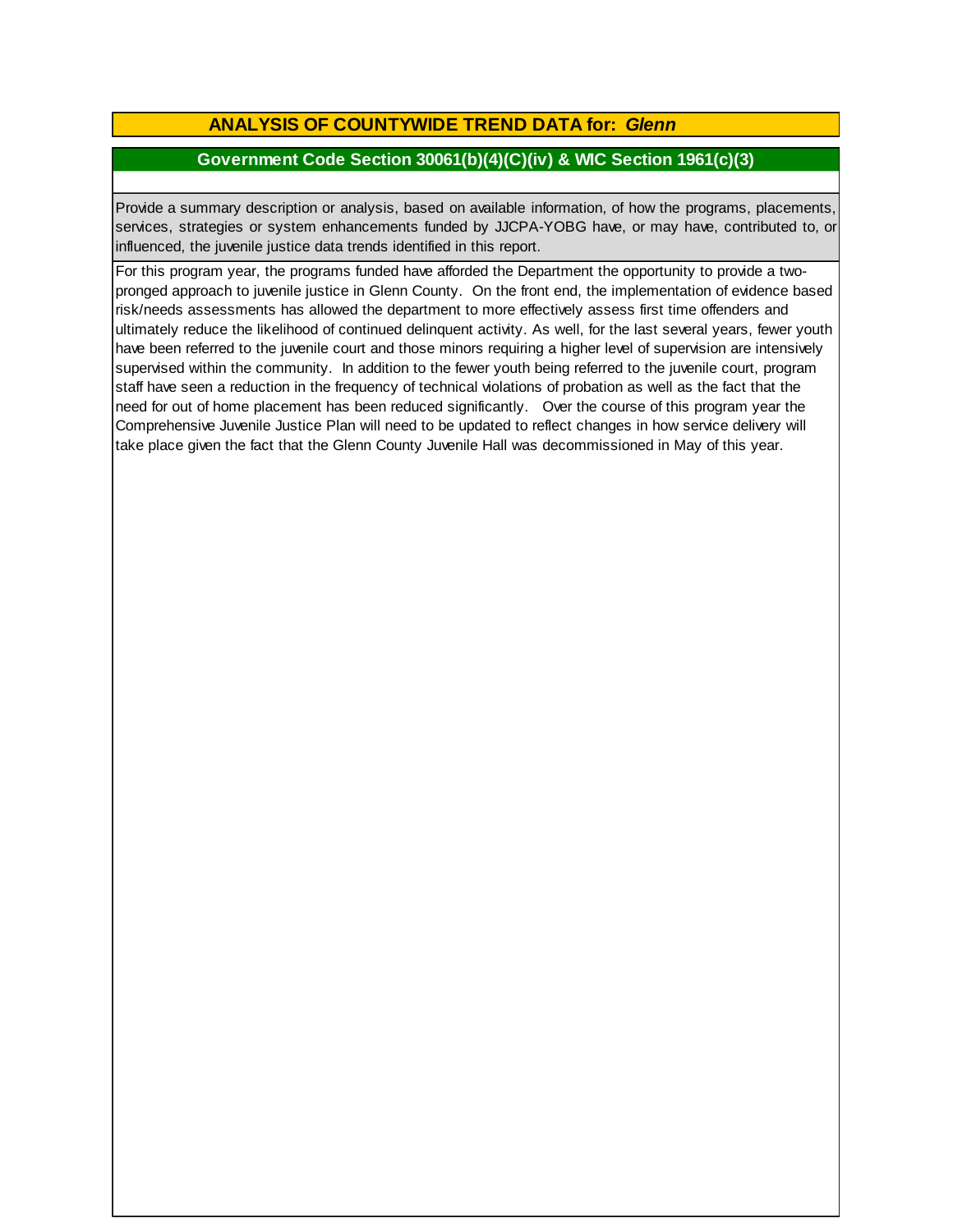# ANALYSIS OF COUNTYWIDE TREND DATA for: *Glenn*

## Government Code Section 30061(b)(4)(C)(iv) & WIC Section 1961(c)(3)

Provide a summary description or analysis, based on available information, of how the programs, placements, services, strategies or system enhancements funded by JJCPA-YOBG have, or may have, contributed to, or influenced, the juvenile justice data trends identified in this report.

For this program year, the programs funded have afforded the Department the opportunity to provide a two-pronged approach to juvenile justice in Glenn County. On the front end, the implementation of evidence based risk/needs assessments has allowed the department to more effectively assess first time offenders and ultimately reduce the likelihood of continued delinquent activity. As well, for the last several years, fewer youth have been referred to the juvenile court and those minors requiring a higher level of supervision are intensively supervised within the community. In addition to the fewer youth being referred to the juvenile court, program staff have seen a reduction in the frequency of technical violations of probation as well as the fact that the need for out of home placement has been reduced significantly. Over the course of this program year the Comprehensive Juvenile Justice Plan will need to be updated to reflect changes in how service delivery will take place given the fact that the Glenn County Juvenile Hall was decommissioned in May of this year.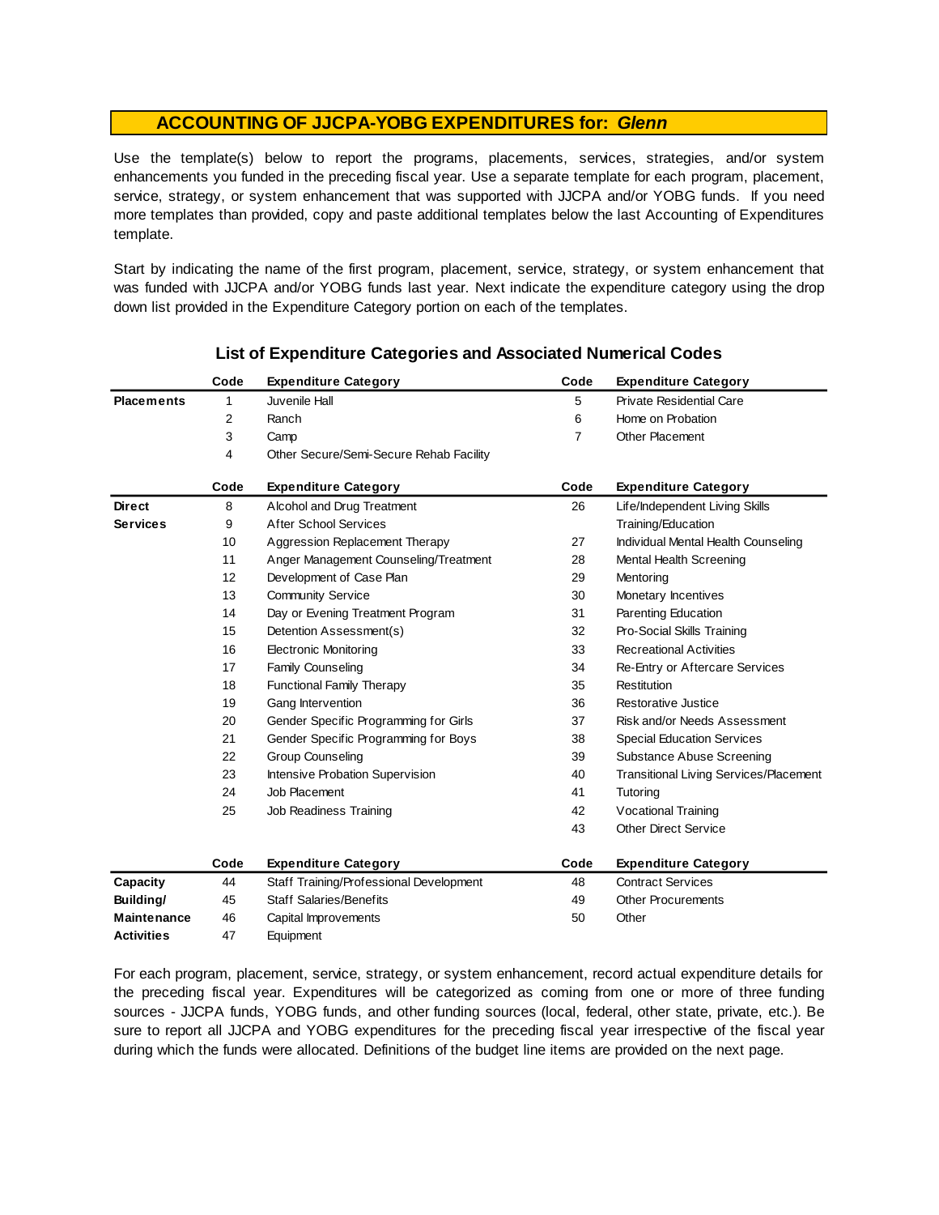## ACCOUNTING OF JJCPA-YOBG EXPENDITURES for: *Glenn*

Use the template(s) below to report the programs, placements, services, strategies, and/or system enhancements you funded in the preceding fiscal year. Use a separate template for each program, placement, service, strategy, or system enhancement that was supported with JJCPA and/or YOBG funds. If you need more templates than provided, copy and paste additional templates below the last Accounting of Expenditures template.

Start by indicating the name of the first program, placement, service, strategy, or system enhancement that was funded with JJCPA and/or YOBG funds last year. Next indicate the expenditure category using the drop down list provided in the Expenditure Category portion on each of the templates.

### List of Expenditure Categories and Associated Numerical Codes

| | Code | Expenditure Category | Code | Expenditure Category |
|---|---|---|---|---|
| **Placements** | 1 | Juvenile Hall | 5 | Private Residential Care |
| | 2 | Ranch | 6 | Home on Probation |
| | 3 | Camp | 7 | Other Placement |
| | 4 | Other Secure/Semi-Secure Rehab Facility | | |

| | Code | Expenditure Category | Code | Expenditure Category |
|---|---|---|---|---|
| **Direct Services** | 8 | Alcohol and Drug Treatment | 26 | Life/Independent Living Skills Training/Education |
| | 9 | After School Services | | |
| | 10 | Aggression Replacement Therapy | 27 | Individual Mental Health Counseling |
| | 11 | Anger Management Counseling/Treatment | 28 | Mental Health Screening |
| | 12 | Development of Case Plan | 29 | Mentoring |
| | 13 | Community Service | 30 | Monetary Incentives |
| | 14 | Day or Evening Treatment Program | 31 | Parenting Education |
| | 15 | Detention Assessment(s) | 32 | Pro-Social Skills Training |
| | 16 | Electronic Monitoring | 33 | Recreational Activities |
| | 17 | Family Counseling | 34 | Re-Entry or Aftercare Services |
| | 18 | Functional Family Therapy | 35 | Restitution |
| | 19 | Gang Intervention | 36 | Restorative Justice |
| | 20 | Gender Specific Programming for Girls | 37 | Risk and/or Needs Assessment |
| | 21 | Gender Specific Programming for Boys | 38 | Special Education Services |
| | 22 | Group Counseling | 39 | Substance Abuse Screening |
| | 23 | Intensive Probation Supervision | 40 | Transitional Living Services/Placement |
| | 24 | Job Placement | 41 | Tutoring |
| | 25 | Job Readiness Training | 42 | Vocational Training |
| | | | 43 | Other Direct Service |

| | Code | Expenditure Category | Code | Expenditure Category |
|---|---|---|---|---|
| **Capacity Building/ Maintenance Activities** | 44 | Staff Training/Professional Development | 48 | Contract Services |
| | 45 | Staff Salaries/Benefits | 49 | Other Procurements |
| | 46 | Capital Improvements | 50 | Other |
| | 47 | Equipment | | |

For each program, placement, service, strategy, or system enhancement, record actual expenditure details for the preceding fiscal year. Expenditures will be categorized as coming from one or more of three funding sources - JJCPA funds, YOBG funds, and other funding sources (local, federal, other state, private, etc.). Be sure to report all JJCPA and YOBG expenditures for the preceding fiscal year irrespective of the fiscal year during which the funds were allocated. Definitions of the budget line items are provided on the next page.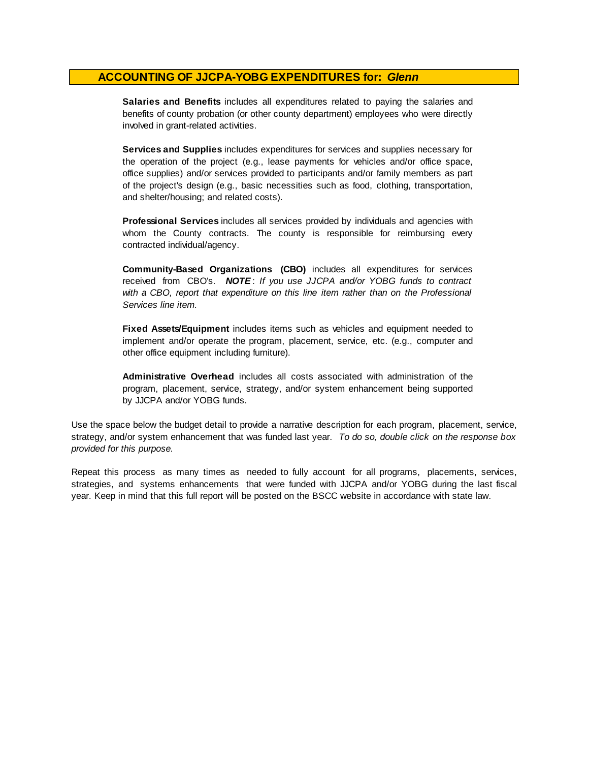## ACCOUNTING OF JJCPA-YOBG EXPENDITURES for: *Glenn*

**Salaries and Benefits** includes all expenditures related to paying the salaries and benefits of county probation (or other county department) employees who were directly involved in grant-related activities.

**Services and Supplies** includes expenditures for services and supplies necessary for the operation of the project (e.g., lease payments for vehicles and/or office space, office supplies) and/or services provided to participants and/or family members as part of the project's design (e.g., basic necessities such as food, clothing, transportation, and shelter/housing; and related costs).

**Professional Services** includes all services provided by individuals and agencies with whom the County contracts. The county is responsible for reimbursing every contracted individual/agency.

**Community-Based Organizations (CBO)** includes all expenditures for services received from CBO's. ***NOTE***: *If you use JJCPA and/or YOBG funds to contract with a CBO, report that expenditure on this line item rather than on the Professional Services line item.*

**Fixed Assets/Equipment** includes items such as vehicles and equipment needed to implement and/or operate the program, placement, service, etc. (e.g., computer and other office equipment including furniture).

**Administrative Overhead** includes all costs associated with administration of the program, placement, service, strategy, and/or system enhancement being supported by JJCPA and/or YOBG funds.

Use the space below the budget detail to provide a narrative description for each program, placement, service, strategy, and/or system enhancement that was funded last year. *To do so, double click on the response box provided for this purpose.*

Repeat this process as many times as needed to fully account for all programs, placements, services, strategies, and systems enhancements that were funded with JJCPA and/or YOBG during the last fiscal year. Keep in mind that this full report will be posted on the BSCC website in accordance with state law.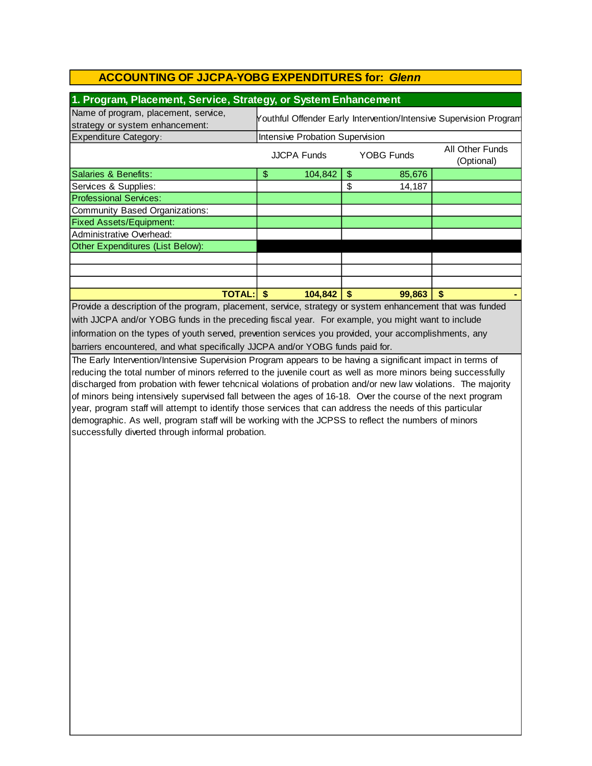## ACCOUNTING OF JJCPA-YOBG EXPENDITURES for: *Glenn*

### 1. Program, Placement, Service, Strategy, or System Enhancement

| | | | |
|---|---|---|---|
| Name of program, placement, service, strategy or system enhancement: | Youthful Offender Early Intervention/Intensive Supervision Program | | |
| Expenditure Category: | Intensive Probation Supervision | | |
| | JJCPA Funds | YOBG Funds | All Other Funds (Optional) |
| Salaries & Benefits: | $ 104,842 | $ 85,676 | |
| Services & Supplies: | | $ 14,187 | |
| Professional Services: | | | |
| Community Based Organizations: | | | |
| Fixed Assets/Equipment: | | | |
| Administrative Overhead: | | | |
| Other Expenditures (List Below): | | | |
| | | | |
| | | | |
| | | | |
| **TOTAL:** | **$ 104,842** | **$ 99,863** | **$ -** |

Provide a description of the program, placement, service, strategy or system enhancement that was funded with JJCPA and/or YOBG funds in the preceding fiscal year. For example, you might want to include information on the types of youth served, prevention services you provided, your accomplishments, any barriers encountered, and what specifically JJCPA and/or YOBG funds paid for.

The Early Intervention/Intensive Supervision Program appears to be having a significant impact in terms of reducing the total number of minors referred to the juvenile court as well as more minors being successfully discharged from probation with fewer tehcnical violations of probation and/or new law violations. The majority of minors being intensively supervised fall between the ages of 16-18. Over the course of the next program year, program staff will attempt to identify those services that can address the needs of this particular demographic. As well, program staff will be working with the JCPSS to reflect the numbers of minors successfully diverted through informal probation.